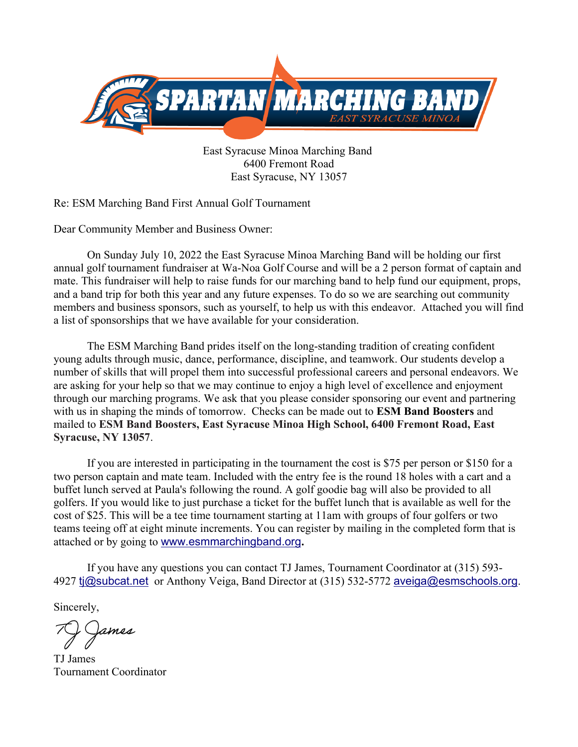SPARTAN MARCHING BAND
EAST SYRACUSE MINOA

East Syracuse Minoa Marching Band
6400 Fremont Road
East Syracuse, NY 13057

Re: ESM Marching Band First Annual Golf Tournament

Dear Community Member and Business Owner:

On Sunday July 10, 2022 the East Syracuse Minoa Marching Band will be holding our first annual golf tournament fundraiser at Wa-Noa Golf Course and will be a 2 person format of captain and mate. This fundraiser will help to raise funds for our marching band to help fund our equipment, props, and a band trip for both this year and any future expenses. To do so we are searching out community members and business sponsors, such as yourself, to help us with this endeavor. Attached you will find a list of sponsorships that we have available for your consideration.

The ESM Marching Band prides itself on the long-standing tradition of creating confident young adults through music, dance, performance, discipline, and teamwork. Our students develop a number of skills that will propel them into successful professional careers and personal endeavors. We are asking for your help so that we may continue to enjoy a high level of excellence and enjoyment through our marching programs. We ask that you please consider sponsoring our event and partnering with us in shaping the minds of tomorrow. Checks can be made out to **ESM Band Boosters** and mailed to **ESM Band Boosters, East Syracuse Minoa High School, 6400 Fremont Road, East Syracuse, NY 13057**.

If you are interested in participating in the tournament the cost is $75 per person or $150 for a two person captain and mate team. Included with the entry fee is the round 18 holes with a cart and a buffet lunch served at Paula's following the round. A golf goodie bag will also be provided to all golfers. If you would like to just purchase a ticket for the buffet lunch that is available as well for the cost of $25. This will be a tee time tournament starting at 11am with groups of four golfers or two teams teeing off at eight minute increments. You can register by mailing in the completed form that is attached or by going to www.esmmarchingband.org**.**

If you have any questions you can contact TJ James, Tournament Coordinator at (315) 593-4927 tj@subcat.net or Anthony Veiga, Band Director at (315) 532-5772 aveiga@esmschools.org.

Sincerely,

TJ James

TJ James
Tournament Coordinator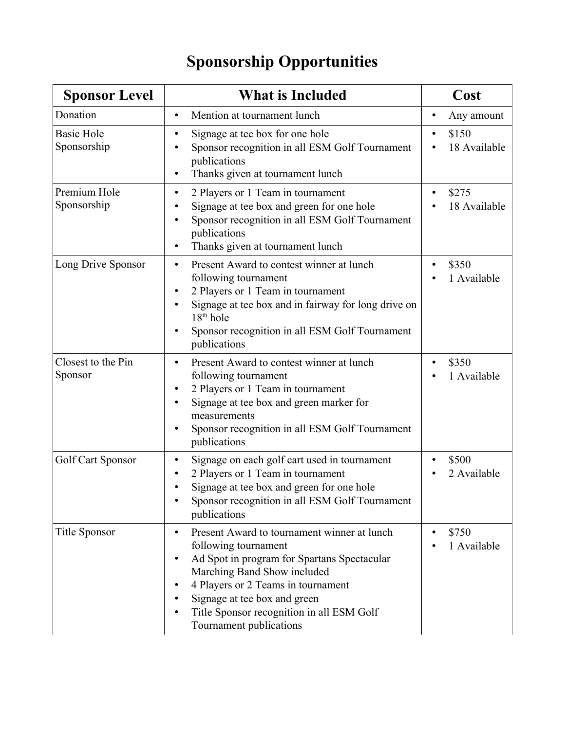# Sponsorship Opportunities

| Sponsor Level | What is Included | Cost |
|---|---|---|
| Donation | • Mention at tournament lunch | • Any amount |
| Basic Hole Sponsorship | • Signage at tee box for one hole<br>• Sponsor recognition in all ESM Golf Tournament publications<br>• Thanks given at tournament lunch | • $150<br>• 18 Available |
| Premium Hole Sponsorship | • 2 Players or 1 Team in tournament<br>• Signage at tee box and green for one hole<br>• Sponsor recognition in all ESM Golf Tournament publications<br>• Thanks given at tournament lunch | • $275<br>• 18 Available |
| Long Drive Sponsor | • Present Award to contest winner at lunch following tournament<br>• 2 Players or 1 Team in tournament<br>• Signage at tee box and in fairway for long drive on 18th hole<br>• Sponsor recognition in all ESM Golf Tournament publications | • $350<br>• 1 Available |
| Closest to the Pin Sponsor | • Present Award to contest winner at lunch following tournament<br>• 2 Players or 1 Team in tournament<br>• Signage at tee box and green marker for measurements<br>• Sponsor recognition in all ESM Golf Tournament publications | • $350<br>• 1 Available |
| Golf Cart Sponsor | • Signage on each golf cart used in tournament<br>• 2 Players or 1 Team in tournament<br>• Signage at tee box and green for one hole<br>• Sponsor recognition in all ESM Golf Tournament publications | • $500<br>• 2 Available |
| Title Sponsor | • Present Award to tournament winner at lunch following tournament<br>• Ad Spot in program for Spartans Spectacular Marching Band Show included<br>• 4 Players or 2 Teams in tournament<br>• Signage at tee box and green<br>• Title Sponsor recognition in all ESM Golf Tournament publications | • $750<br>• 1 Available |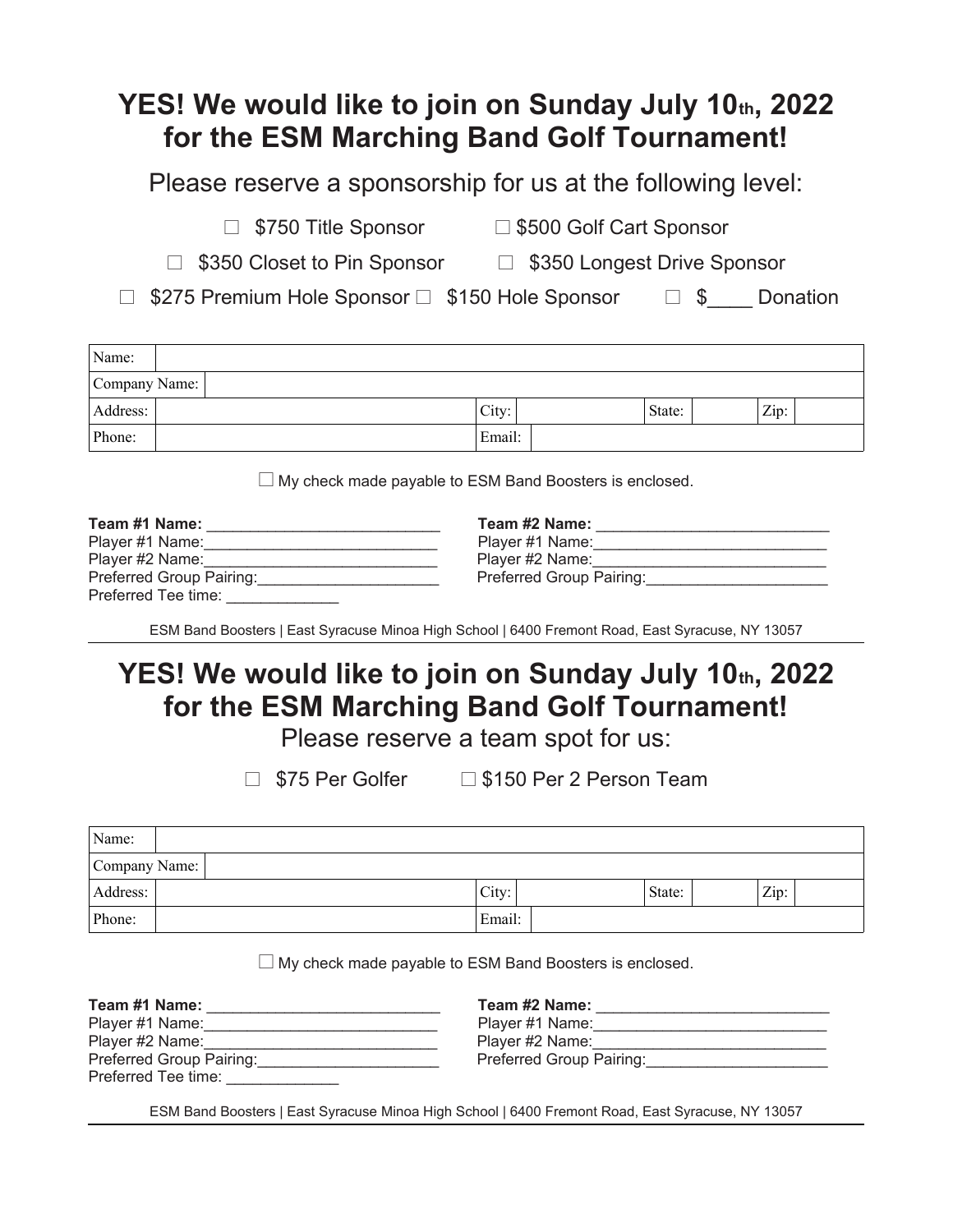# YES! We would like to join on Sunday July 10th, 2022 for the ESM Marching Band Golf Tournament!

Please reserve a sponsorship for us at the following level:

☐ $750 Title Sponsor ☐ $500 Golf Cart Sponsor

☐ $350 Closet to Pin Sponsor ☐ $350 Longest Drive Sponsor

☐ $275 Premium Hole Sponsor ☐ $150 Hole Sponsor ☐ $____ Donation

| | | | | | | | |
|---|---|---|---|---|---|---|---|
| Name: | | | | | | | |
| Company Name: | | | | | | | |
| Address: | | City: | | State: | | Zip: | |
| Phone: | | Email: | | | | | |

☐ My check made payable to ESM Band Boosters is enclosed.

**Team #1 Name:** ___________________________
Player #1 Name:___________________________
Player #2 Name:___________________________
Preferred Group Pairing:_____________________
Preferred Tee time: _____________

**Team #2 Name:** ___________________________
Player #1 Name:___________________________
Player #2 Name:___________________________
Preferred Group Pairing:_____________________

ESM Band Boosters | East Syracuse Minoa High School | 6400 Fremont Road, East Syracuse, NY 13057

# YES! We would like to join on Sunday July 10th, 2022 for the ESM Marching Band Golf Tournament!

Please reserve a team spot for us:

☐ $75 Per Golfer ☐ $150 Per 2 Person Team

| | | | | | | | |
|---|---|---|---|---|---|---|---|
| Name: | | | | | | | |
| Company Name: | | | | | | | |
| Address: | | City: | | State: | | Zip: | |
| Phone: | | Email: | | | | | |

☐ My check made payable to ESM Band Boosters is enclosed.

**Team #1 Name:** ___________________________
Player #1 Name:___________________________
Player #2 Name:___________________________
Preferred Group Pairing:_____________________
Preferred Tee time: _____________

**Team #2 Name:** ___________________________
Player #1 Name:___________________________
Player #2 Name:___________________________
Preferred Group Pairing:_____________________

ESM Band Boosters | East Syracuse Minoa High School | 6400 Fremont Road, East Syracuse, NY 13057